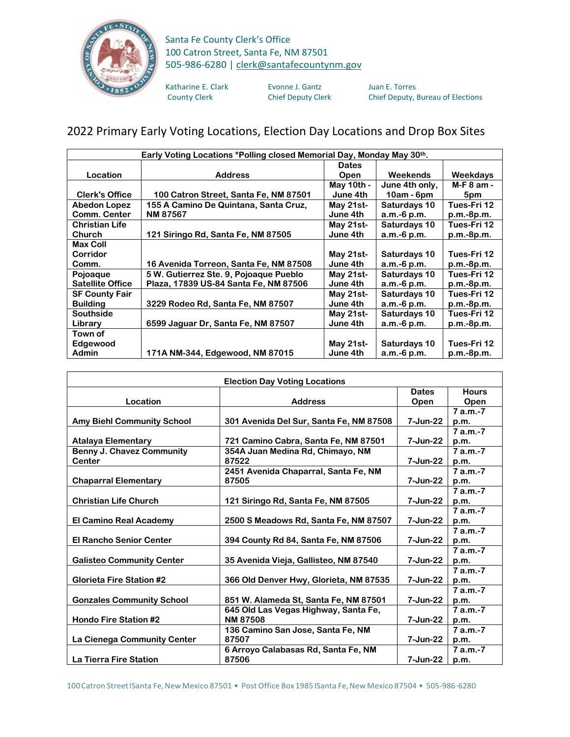Santa Fe County Clerk's Office
100 Catron Street, Santa Fe, NM 87501
505-986-6280 | clerk@santafecountynm.gov

Katharine E. Clark
County Clerk

Evonne J. Gantz
Chief Deputy Clerk

Juan E. Torres
Chief Deputy, Bureau of Elections

## 2022 Primary Early Voting Locations, Election Day Locations and Drop Box Sites

| Early Voting Locations *Polling closed Memorial Day, Monday May 30th. | | | | |
|---|---|---|---|---|
| **Location** | **Address** | **Dates Open** | **Weekends** | **Weekdays** |
| **Clerk's Office** | 100 Catron Street, Santa Fe, NM 87501 | May 10th - June 4th | June 4th only, 10am - 6pm | M-F 8 am - 5pm |
| **Abedon Lopez Comm. Center** | 155 A Camino De Quintana, Santa Cruz, NM 87567 | May 21st-June 4th | Saturdays 10 a.m.-6 p.m. | Tues-Fri 12 p.m.-8p.m. |
| **Christian Life Church** | 121 Siringo Rd, Santa Fe, NM 87505 | May 21st-June 4th | Saturdays 10 a.m.-6 p.m. | Tues-Fri 12 p.m.-8p.m. |
| **Max Coll Corridor Comm.** | 16 Avenida Torreon, Santa Fe, NM 87508 | May 21st-June 4th | Saturdays 10 a.m.-6 p.m. | Tues-Fri 12 p.m.-8p.m. |
| **Pojoaque Satellite Office** | 5 W. Gutierrez Ste. 9, Pojoaque Pueblo Plaza, 17839 US-84 Santa Fe, NM 87506 | May 21st-June 4th | Saturdays 10 a.m.-6 p.m. | Tues-Fri 12 p.m.-8p.m. |
| **SF County Fair Building** | 3229 Rodeo Rd, Santa Fe, NM 87507 | May 21st-June 4th | Saturdays 10 a.m.-6 p.m. | Tues-Fri 12 p.m.-8p.m. |
| **Southside Library** | 6599 Jaguar Dr, Santa Fe, NM 87507 | May 21st-June 4th | Saturdays 10 a.m.-6 p.m. | Tues-Fri 12 p.m.-8p.m. |
| **Town of Edgewood Admin** | 171A NM-344, Edgewood, NM 87015 | May 21st-June 4th | Saturdays 10 a.m.-6 p.m. | Tues-Fri 12 p.m.-8p.m. |

| Election Day Voting Locations | | | |
|---|---|---|---|
| **Location** | **Address** | **Dates Open** | **Hours Open** |
| Amy Biehl Community School | 301 Avenida Del Sur, Santa Fe, NM 87508 | 7-Jun-22 | 7 a.m.-7 p.m. |
| Atalaya Elementary | 721 Camino Cabra, Santa Fe, NM 87501 | 7-Jun-22 | 7 a.m.-7 p.m. |
| Benny J. Chavez Community Center | 354A Juan Medina Rd, Chimayo, NM 87522 | 7-Jun-22 | 7 a.m.-7 p.m. |
| Chaparral Elementary | 2451 Avenida Chaparral, Santa Fe, NM 87505 | 7-Jun-22 | 7 a.m.-7 p.m. |
| Christian Life Church | 121 Siringo Rd, Santa Fe, NM 87505 | 7-Jun-22 | 7 a.m.-7 p.m. |
| El Camino Real Academy | 2500 S Meadows Rd, Santa Fe, NM 87507 | 7-Jun-22 | 7 a.m.-7 p.m. |
| El Rancho Senior Center | 394 County Rd 84, Santa Fe, NM 87506 | 7-Jun-22 | 7 a.m.-7 p.m. |
| Galisteo Community Center | 35 Avenida Vieja, Gallisteo, NM 87540 | 7-Jun-22 | 7 a.m.-7 p.m. |
| Glorieta Fire Station #2 | 366 Old Denver Hwy, Glorieta, NM 87535 | 7-Jun-22 | 7 a.m.-7 p.m. |
| Gonzales Community School | 851 W. Alameda St, Santa Fe, NM 87501 | 7-Jun-22 | 7 a.m.-7 p.m. |
| Hondo Fire Station #2 | 645 Old Las Vegas Highway, Santa Fe, NM 87508 | 7-Jun-22 | 7 a.m.-7 p.m. |
| La Cienega Community Center | 136 Camino San Jose, Santa Fe, NM 87507 | 7-Jun-22 | 7 a.m.-7 p.m. |
| La Tierra Fire Station | 6 Arroyo Calabasas Rd, Santa Fe, NM 87506 | 7-Jun-22 | 7 a.m.-7 p.m. |

100 Catron Street | Santa Fe, New Mexico 87501 • Post Office Box 1985 | Santa Fe, New Mexico 87504 • 505-986-6280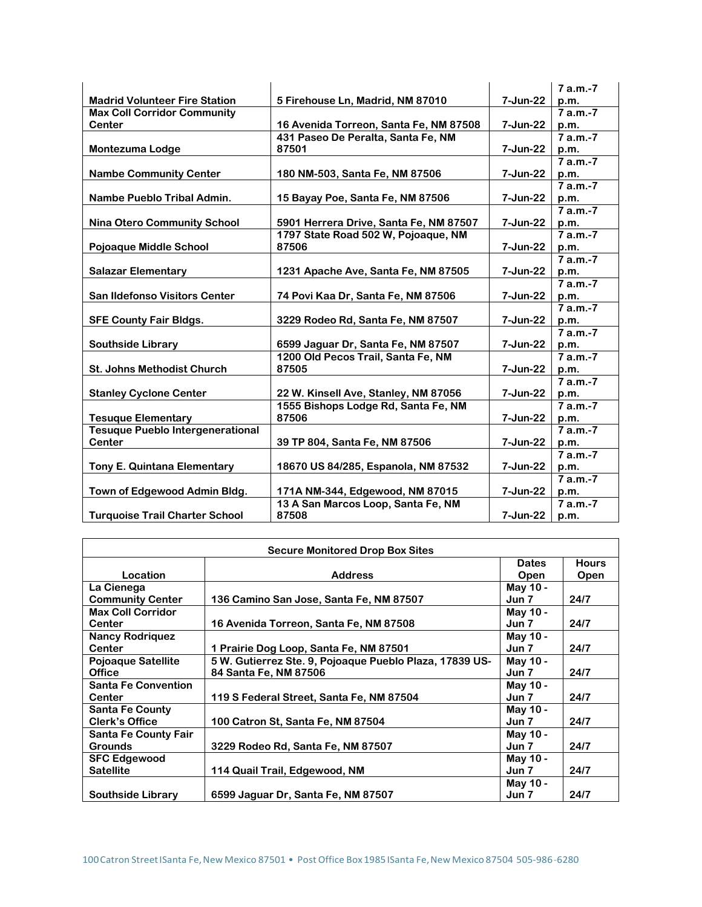| | | | |
|---|---|---|---|
| **Madrid Volunteer Fire Station** | **5 Firehouse Ln, Madrid, NM 87010** | **7-Jun-22** | **7 a.m.-7 p.m.** |
| **Max Coll Corridor Community Center** | **16 Avenida Torreon, Santa Fe, NM 87508** | **7-Jun-22** | **7 a.m.-7 p.m.** |
| **Montezuma Lodge** | **431 Paseo De Peralta, Santa Fe, NM 87501** | **7-Jun-22** | **7 a.m.-7 p.m.** |
| **Nambe Community Center** | **180 NM-503, Santa Fe, NM 87506** | **7-Jun-22** | **7 a.m.-7 p.m.** |
| **Nambe Pueblo Tribal Admin.** | **15 Bayay Poe, Santa Fe, NM 87506** | **7-Jun-22** | **7 a.m.-7 p.m.** |
| **Nina Otero Community School** | **5901 Herrera Drive, Santa Fe, NM 87507** | **7-Jun-22** | **7 a.m.-7 p.m.** |
| **Pojoaque Middle School** | **1797 State Road 502 W, Pojoaque, NM 87506** | **7-Jun-22** | **7 a.m.-7 p.m.** |
| **Salazar Elementary** | **1231 Apache Ave, Santa Fe, NM 87505** | **7-Jun-22** | **7 a.m.-7 p.m.** |
| **San Ildefonso Visitors Center** | **74 Povi Kaa Dr, Santa Fe, NM 87506** | **7-Jun-22** | **7 a.m.-7 p.m.** |
| **SFE County Fair Bldgs.** | **3229 Rodeo Rd, Santa Fe, NM 87507** | **7-Jun-22** | **7 a.m.-7 p.m.** |
| **Southside Library** | **6599 Jaguar Dr, Santa Fe, NM 87507** | **7-Jun-22** | **7 a.m.-7 p.m.** |
| **St. Johns Methodist Church** | **1200 Old Pecos Trail, Santa Fe, NM 87505** | **7-Jun-22** | **7 a.m.-7 p.m.** |
| **Stanley Cyclone Center** | **22 W. Kinsell Ave, Stanley, NM 87056** | **7-Jun-22** | **7 a.m.-7 p.m.** |
| **Tesuque Elementary** | **1555 Bishops Lodge Rd, Santa Fe, NM 87506** | **7-Jun-22** | **7 a.m.-7 p.m.** |
| **Tesuque Pueblo Intergenerational Center** | **39 TP 804, Santa Fe, NM 87506** | **7-Jun-22** | **7 a.m.-7 p.m.** |
| **Tony E. Quintana Elementary** | **18670 US 84/285, Espanola, NM 87532** | **7-Jun-22** | **7 a.m.-7 p.m.** |
| **Town of Edgewood Admin Bldg.** | **171A NM-344, Edgewood, NM 87015** | **7-Jun-22** | **7 a.m.-7 p.m.** |
| **Turquoise Trail Charter School** | **13 A San Marcos Loop, Santa Fe, NM 87508** | **7-Jun-22** | **7 a.m.-7 p.m.** |

| **Secure Monitored Drop Box Sites** | | | |
|---|---|---|---|
| **Location** | **Address** | **Dates Open** | **Hours Open** |
| **La Cienega Community Center** | **136 Camino San Jose, Santa Fe, NM 87507** | **May 10 - Jun 7** | **24/7** |
| **Max Coll Corridor Center** | **16 Avenida Torreon, Santa Fe, NM 87508** | **May 10 - Jun 7** | **24/7** |
| **Nancy Rodriquez Center** | **1 Prairie Dog Loop, Santa Fe, NM 87501** | **May 10 - Jun 7** | **24/7** |
| **Pojoaque Satellite Office** | **5 W. Gutierrez Ste. 9, Pojoaque Pueblo Plaza, 17839 US-84 Santa Fe, NM 87506** | **May 10 - Jun 7** | **24/7** |
| **Santa Fe Convention Center** | **119 S Federal Street, Santa Fe, NM 87504** | **May 10 - Jun 7** | **24/7** |
| **Santa Fe County Clerk's Office** | **100 Catron St, Santa Fe, NM 87504** | **May 10 - Jun 7** | **24/7** |
| **Santa Fe County Fair Grounds** | **3229 Rodeo Rd, Santa Fe, NM 87507** | **May 10 - Jun 7** | **24/7** |
| **SFC Edgewood Satellite** | **114 Quail Trail, Edgewood, NM** | **May 10 - Jun 7** | **24/7** |
| **Southside Library** | **6599 Jaguar Dr, Santa Fe, NM 87507** | **May 10 - Jun 7** | **24/7** |